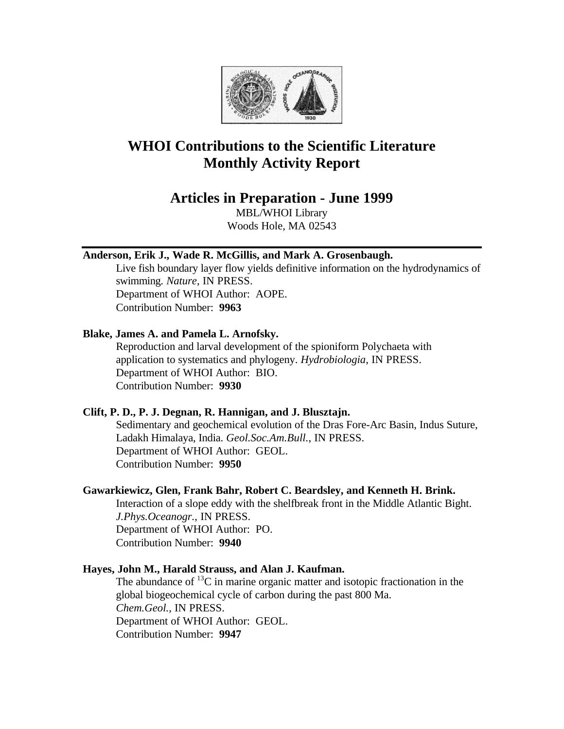# WHOI Contributions to the Scientific Literature
# Monthly Activity Report

## Articles in Preparation - June 1999

MBL/WHOI Library
Woods Hole, MA 02543

---

**Anderson, Erik J., Wade R. McGillis, and Mark A. Grosenbaugh.**
Live fish boundary layer flow yields definitive information on the hydrodynamics of swimming. *Nature*, IN PRESS.
Department of WHOI Author: AOPE.
Contribution Number: **9963**

**Blake, James A. and Pamela L. Arnofsky.**
Reproduction and larval development of the spioniform Polychaeta with application to systematics and phylogeny. *Hydrobiologia*, IN PRESS.
Department of WHOI Author: BIO.
Contribution Number: **9930**

**Clift, P. D., P. J. Degnan, R. Hannigan, and J. Blusztajn.**
Sedimentary and geochemical evolution of the Dras Fore-Arc Basin, Indus Suture, Ladakh Himalaya, India. *Geol.Soc.Am.Bull.*, IN PRESS.
Department of WHOI Author: GEOL.
Contribution Number: **9950**

**Gawarkiewicz, Glen, Frank Bahr, Robert C. Beardsley, and Kenneth H. Brink.**
Interaction of a slope eddy with the shelfbreak front in the Middle Atlantic Bight. *J.Phys.Oceanogr.*, IN PRESS.
Department of WHOI Author: PO.
Contribution Number: **9940**

**Hayes, John M., Harald Strauss, and Alan J. Kaufman.**
The abundance of $^{13}C$ in marine organic matter and isotopic fractionation in the global biogeochemical cycle of carbon during the past 800 Ma. *Chem.Geol.*, IN PRESS.
Department of WHOI Author: GEOL.
Contribution Number: **9947**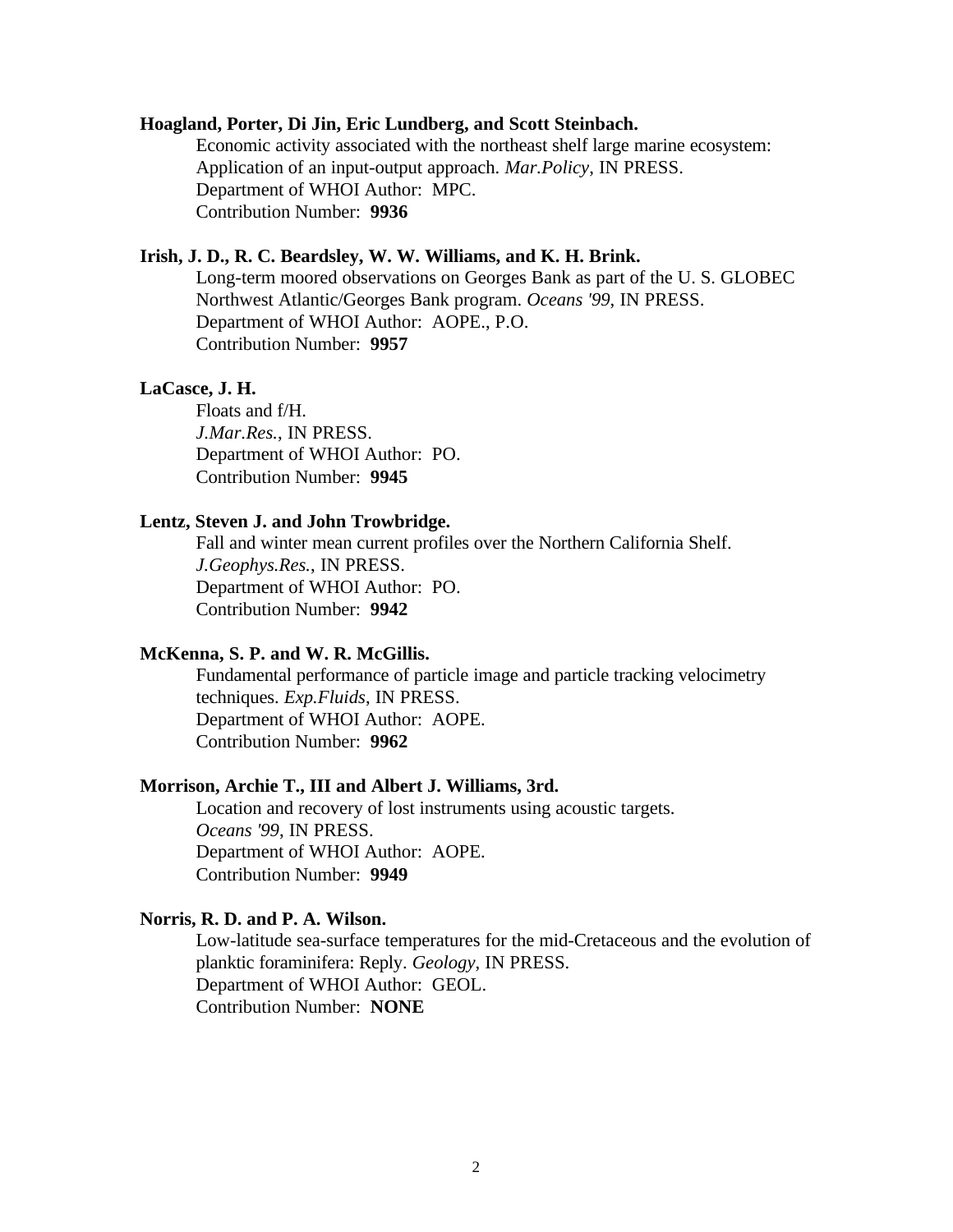**Hoagland, Porter, Di Jin, Eric Lundberg, and Scott Steinbach.**

Economic activity associated with the northeast shelf large marine ecosystem: Application of an input-output approach. *Mar.Policy*, IN PRESS.
Department of WHOI Author: MPC.
Contribution Number: **9936**

**Irish, J. D., R. C. Beardsley, W. W. Williams, and K. H. Brink.**

Long-term moored observations on Georges Bank as part of the U. S. GLOBEC Northwest Atlantic/Georges Bank program. *Oceans '99*, IN PRESS.
Department of WHOI Author: AOPE., P.O.
Contribution Number: **9957**

**LaCasce, J. H.**

Floats and f/H.
*J.Mar.Res.*, IN PRESS.
Department of WHOI Author: PO.
Contribution Number: **9945**

**Lentz, Steven J. and John Trowbridge.**

Fall and winter mean current profiles over the Northern California Shelf.
*J.Geophys.Res.*, IN PRESS.
Department of WHOI Author: PO.
Contribution Number: **9942**

**McKenna, S. P. and W. R. McGillis.**

Fundamental performance of particle image and particle tracking velocimetry techniques. *Exp.Fluids*, IN PRESS.
Department of WHOI Author: AOPE.
Contribution Number: **9962**

**Morrison, Archie T., III and Albert J. Williams, 3rd.**

Location and recovery of lost instruments using acoustic targets.
*Oceans '99*, IN PRESS.
Department of WHOI Author: AOPE.
Contribution Number: **9949**

**Norris, R. D. and P. A. Wilson.**

Low-latitude sea-surface temperatures for the mid-Cretaceous and the evolution of planktic foraminifera: Reply. *Geology*, IN PRESS.
Department of WHOI Author: GEOL.
Contribution Number: **NONE**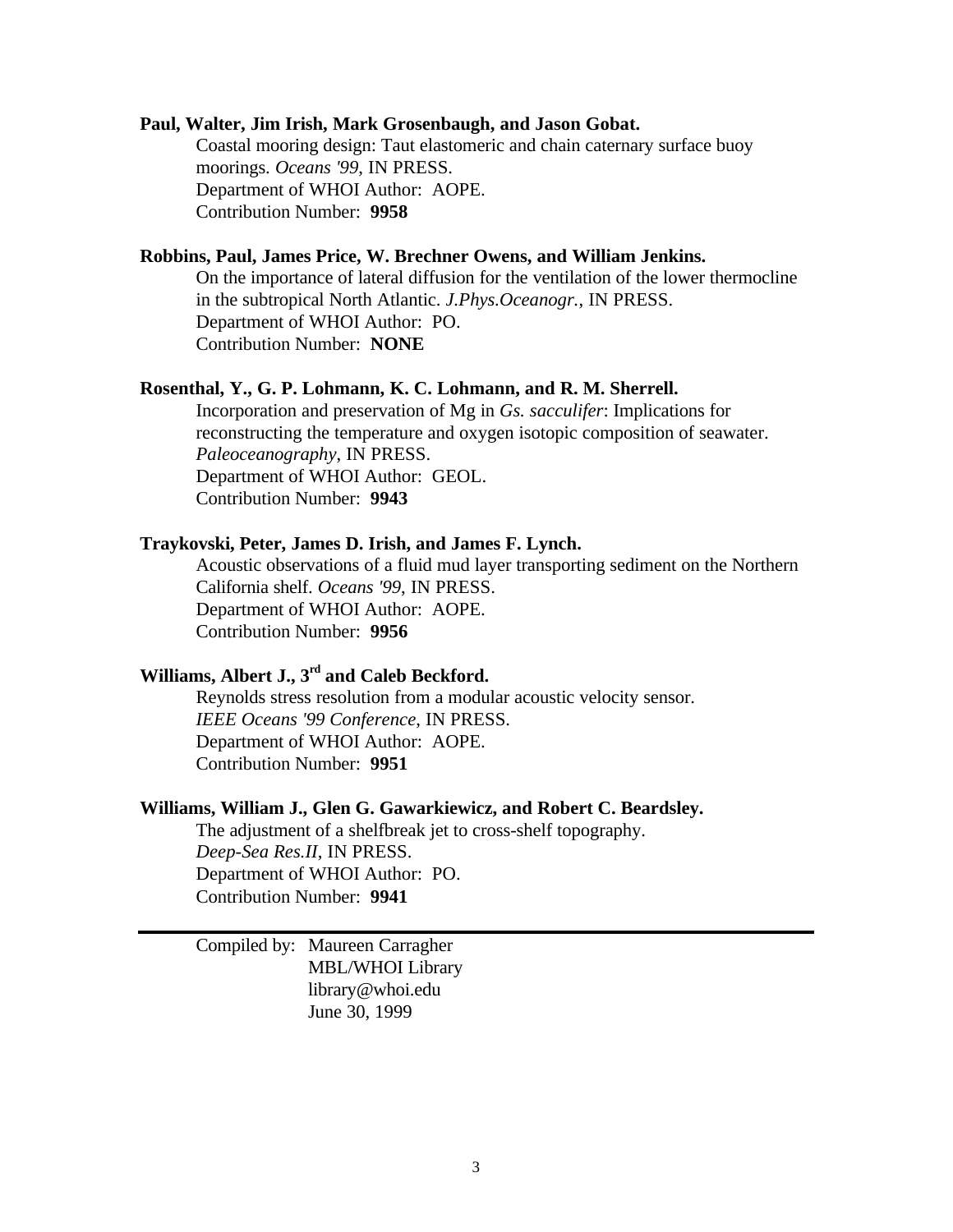**Paul, Walter, Jim Irish, Mark Grosenbaugh, and Jason Gobat.**
Coastal mooring design: Taut elastomeric and chain caternary surface buoy moorings. *Oceans '99*, IN PRESS.
Department of WHOI Author: AOPE.
Contribution Number: **9958**

**Robbins, Paul, James Price, W. Brechner Owens, and William Jenkins.**
On the importance of lateral diffusion for the ventilation of the lower thermocline in the subtropical North Atlantic. *J.Phys.Oceanogr.*, IN PRESS.
Department of WHOI Author: PO.
Contribution Number: **NONE**

**Rosenthal, Y., G. P. Lohmann, K. C. Lohmann, and R. M. Sherrell.**
Incorporation and preservation of Mg in *Gs. sacculifer*: Implications for reconstructing the temperature and oxygen isotopic composition of seawater. *Paleoceanography*, IN PRESS.
Department of WHOI Author: GEOL.
Contribution Number: **9943**

**Traykovski, Peter, James D. Irish, and James F. Lynch.**
Acoustic observations of a fluid mud layer transporting sediment on the Northern California shelf. *Oceans '99*, IN PRESS.
Department of WHOI Author: AOPE.
Contribution Number: **9956**

**Williams, Albert J., 3rd and Caleb Beckford.**
Reynolds stress resolution from a modular acoustic velocity sensor. *IEEE Oceans '99 Conference*, IN PRESS.
Department of WHOI Author: AOPE.
Contribution Number: **9951**

**Williams, William J., Glen G. Gawarkiewicz, and Robert C. Beardsley.**
The adjustment of a shelfbreak jet to cross-shelf topography. *Deep-Sea Res.II*, IN PRESS.
Department of WHOI Author: PO.
Contribution Number: **9941**

---

Compiled by: Maureen Carragher
MBL/WHOI Library
library@whoi.edu
June 30, 1999